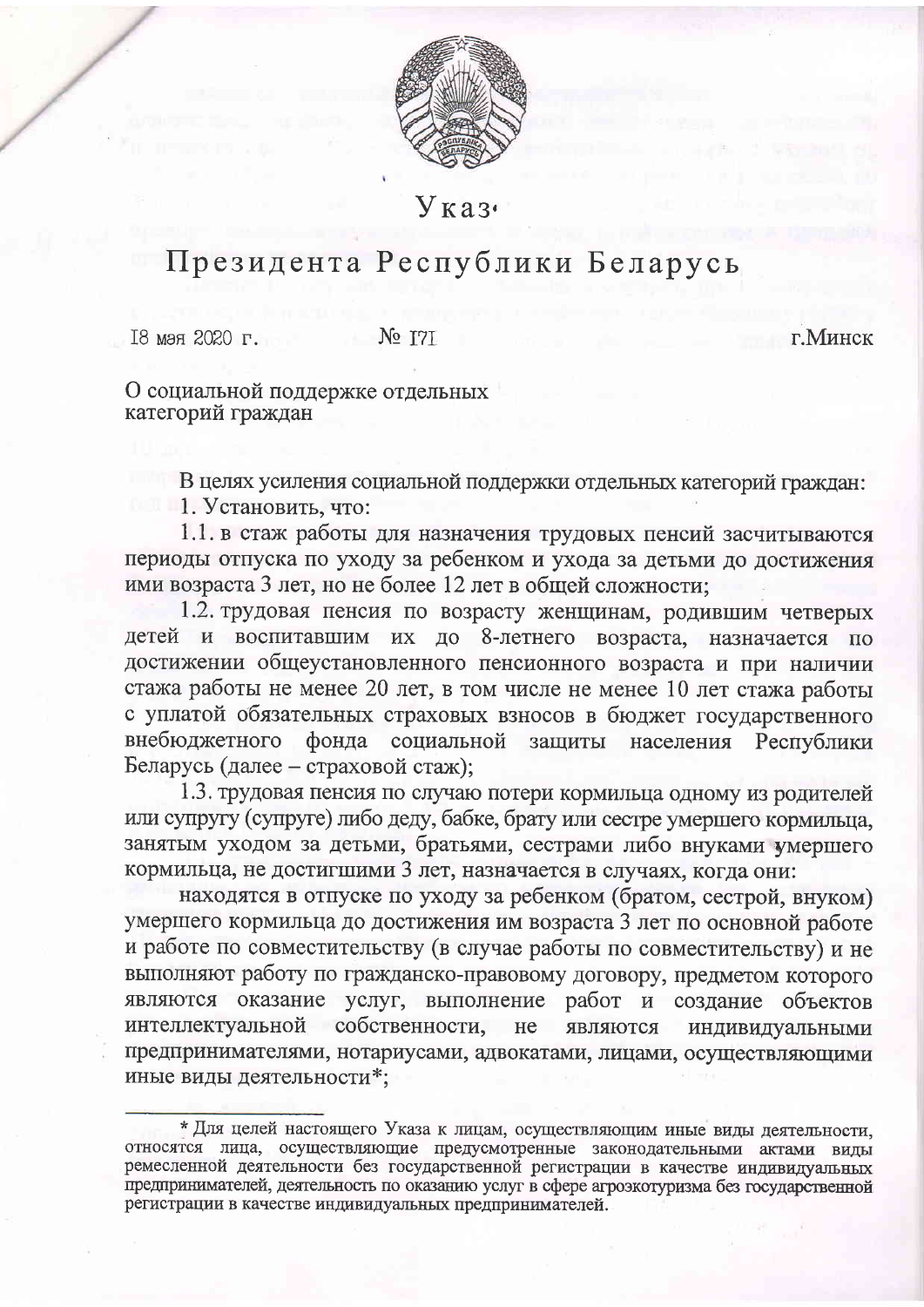# Указ

# Президента Республики Беларусь

18 мая 2020 г. № 171 г.Минск

О социальной поддержке отдельных категорий граждан

В целях усиления социальной поддержки отдельных категорий граждан:

1. Установить, что:

1.1. в стаж работы для назначения трудовых пенсий засчитываются периоды отпуска по уходу за ребенком и ухода за детьми до достижения ими возраста 3 лет, но не более 12 лет в общей сложности;

1.2. трудовая пенсия по возрасту женщинам, родившим четверых детей и воспитавшим их до 8-летнего возраста, назначается по достижении общеустановленного пенсионного возраста и при наличии стажа работы не менее 20 лет, в том числе не менее 10 лет стажа работы с уплатой обязательных страховых взносов в бюджет государственного внебюджетного фонда социальной защиты населения Республики Беларусь (далее – страховой стаж);

1.3. трудовая пенсия по случаю потери кормильца одному из родителей или супругу (супруге) либо деду, бабке, брату или сестре умершего кормильца, занятым уходом за детьми, братьями, сестрами либо внуками умершего кормильца, не достигшими 3 лет, назначается в случаях, когда они:

находятся в отпуске по уходу за ребенком (братом, сестрой, внуком) умершего кормильца до достижения им возраста 3 лет по основной работе и работе по совместительству (в случае работы по совместительству) и не выполняют работу по гражданско-правовому договору, предметом которого являются оказание услуг, выполнение работ и создание объектов интеллектуальной собственности, не являются индивидуальными предпринимателями, нотариусами, адвокатами, лицами, осуществляющими иные виды деятельности*;

---

* Для целей настоящего Указа к лицам, осуществляющим иные виды деятельности, относятся лица, осуществляющие предусмотренные законодательными актами виды ремесленной деятельности без государственной регистрации в качестве индивидуальных предпринимателей, деятельность по оказанию услуг в сфере агроэкотуризма без государственной регистрации в качестве индивидуальных предпринимателей.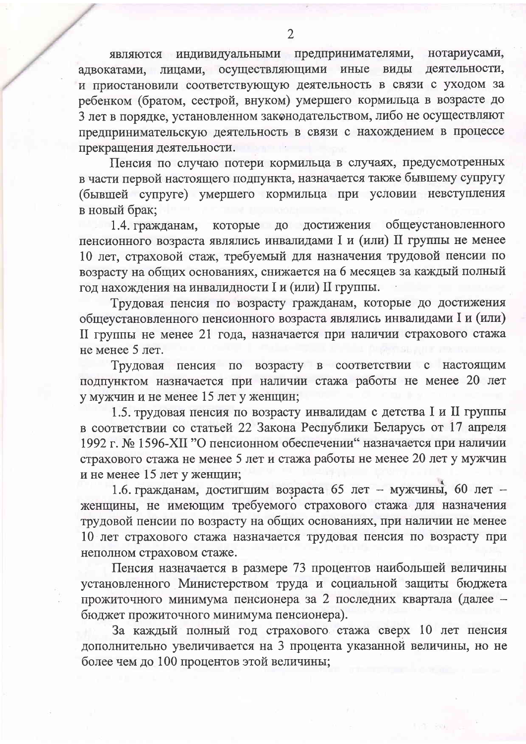являются индивидуальными предпринимателями, нотариусами, адвокатами, лицами, осуществляющими иные виды деятельности, и приостановили соответствующую деятельность в связи с уходом за ребенком (братом, сестрой, внуком) умершего кормильца в возрасте до 3 лет в порядке, установленном законодательством, либо не осуществляют предпринимательскую деятельность в связи с нахождением в процессе прекращения деятельности.

Пенсия по случаю потери кормильца в случаях, предусмотренных в части первой настоящего подпункта, назначается также бывшему супругу (бывшей супруге) умершего кормильца при условии невступления в новый брак;

1.4. гражданам, которые до достижения общеустановленного пенсионного возраста являлись инвалидами I и (или) II группы не менее 10 лет, страховой стаж, требуемый для назначения трудовой пенсии по возрасту на общих основаниях, снижается на 6 месяцев за каждый полный год нахождения на инвалидности I и (или) II группы.

Трудовая пенсия по возрасту гражданам, которые до достижения общеустановленного пенсионного возраста являлись инвалидами I и (или) II группы не менее 21 года, назначается при наличии страхового стажа не менее 5 лет.

Трудовая пенсия по возрасту в соответствии с настоящим подпунктом назначается при наличии стажа работы не менее 20 лет у мужчин и не менее 15 лет у женщин;

1.5. трудовая пенсия по возрасту инвалидам с детства I и II группы в соответствии со статьей 22 Закона Республики Беларусь от 17 апреля 1992 г. № 1596-XII "О пенсионном обеспечении" назначается при наличии страхового стажа не менее 5 лет и стажа работы не менее 20 лет у мужчин и не менее 15 лет у женщин;

1.6. гражданам, достигшим возраста 65 лет – мужчины, 60 лет – женщины, не имеющим требуемого страхового стажа для назначения трудовой пенсии по возрасту на общих основаниях, при наличии не менее 10 лет страхового стажа назначается трудовая пенсия по возрасту при неполном страховом стаже.

Пенсия назначается в размере 73 процентов наибольшей величины установленного Министерством труда и социальной защиты бюджета прожиточного минимума пенсионера за 2 последних квартала (далее – бюджет прожиточного минимума пенсионера).

За каждый полный год страхового стажа сверх 10 лет пенсия дополнительно увеличивается на 3 процента указанной величины, но не более чем до 100 процентов этой величины;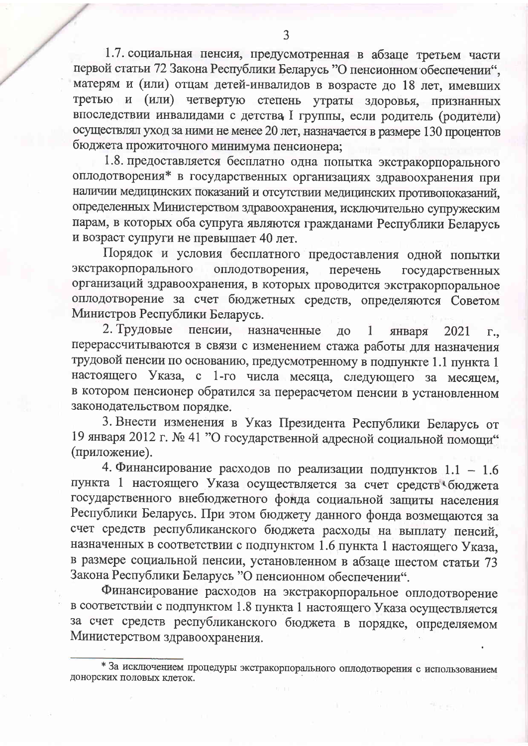1.7. социальная пенсия, предусмотренная в абзаце третьем части первой статьи 72 Закона Республики Беларусь "О пенсионном обеспечении", матерям и (или) отцам детей-инвалидов в возрасте до 18 лет, имевших третью и (или) четвертую степень утраты здоровья, признанных впоследствии инвалидами с детства I группы, если родитель (родители) осуществлял уход за ними не менее 20 лет, назначается в размере 130 процентов бюджета прожиточного минимума пенсионера;

1.8. предоставляется бесплатно одна попытка экстракорпорального оплодотворения* в государственных организациях здравоохранения при наличии медицинских показаний и отсутствии медицинских противопоказаний, определенных Министерством здравоохранения, исключительно супружеским парам, в которых оба супруга являются гражданами Республики Беларусь и возраст супруги не превышает 40 лет.

Порядок и условия бесплатного предоставления одной попытки экстракорпорального оплодотворения, перечень государственных организаций здравоохранения, в которых проводится экстракорпоральное оплодотворение за счет бюджетных средств, определяются Советом Министров Республики Беларусь.

2. Трудовые пенсии, назначенные до 1 января 2021 г., перерассчитываются в связи с изменением стажа работы для назначения трудовой пенсии по основанию, предусмотренному в подпункте 1.1 пункта 1 настоящего Указа, с 1-го числа месяца, следующего за месяцем, в котором пенсионер обратился за перерасчетом пенсии в установленном законодательством порядке.

3. Внести изменения в Указ Президента Республики Беларусь от 19 января 2012 г. № 41 "О государственной адресной социальной помощи" (приложение).

4. Финансирование расходов по реализации подпунктов 1.1 – 1.6 пункта 1 настоящего Указа осуществляется за счет средств бюджета государственного внебюджетного фонда социальной защиты населения Республики Беларусь. При этом бюджету данного фонда возмещаются за счет средств республиканского бюджета расходы на выплату пенсий, назначенных в соответствии с подпунктом 1.6 пункта 1 настоящего Указа, в размере социальной пенсии, установленном в абзаце шестом статьи 73 Закона Республики Беларусь "О пенсионном обеспечении".

Финансирование расходов на экстракорпоральное оплодотворение в соответствии с подпунктом 1.8 пункта 1 настоящего Указа осуществляется за счет средств республиканского бюджета в порядке, определяемом Министерством здравоохранения.

---

* За исключением процедуры экстракорпорального оплодотворения с использованием донорских половых клеток.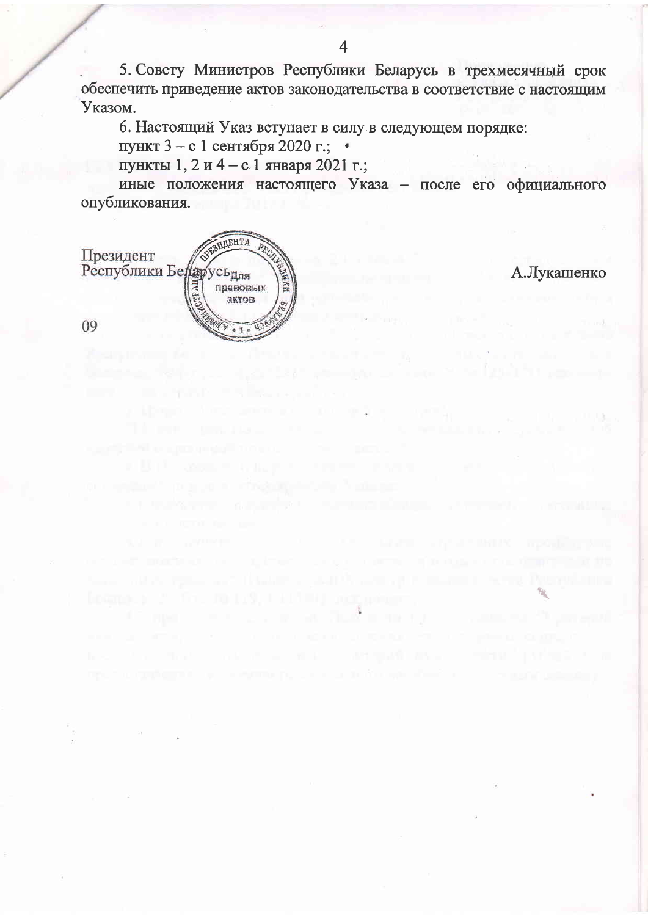5. Совету Министров Республики Беларусь в трехмесячный срок обеспечить приведение актов законодательства в соответствие с настоящим Указом.

6. Настоящий Указ вступает в силу в следующем порядке:

пункт 3 – с 1 сентября 2020 г.;

пункты 1, 2 и 4 – с 1 января 2021 г.;

иные положения настоящего Указа – после его официального опубликования.

Президент
Республики Беларусь А.Лукашенко

09